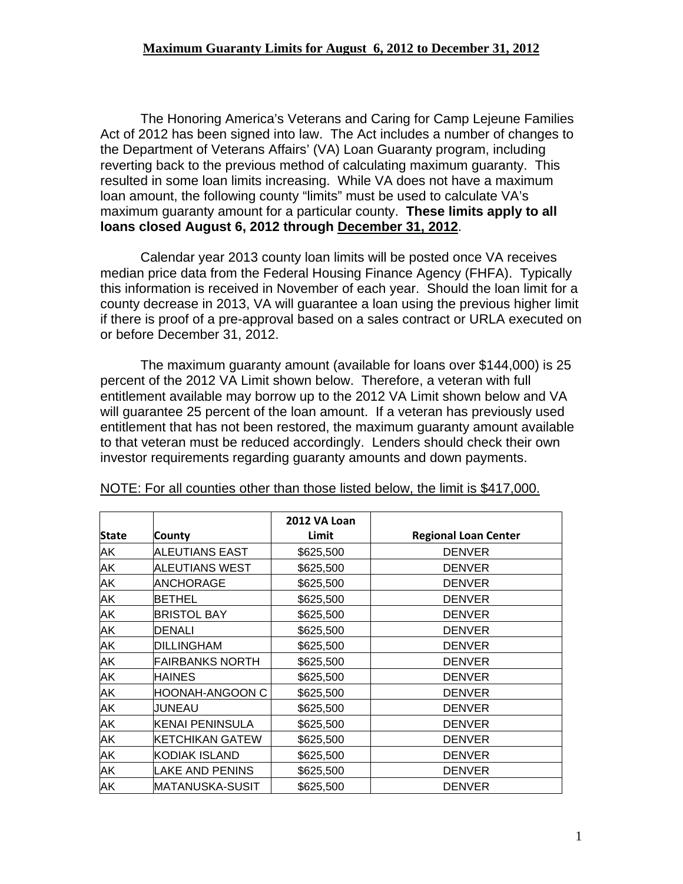## Maximum Guaranty Limits for August 6, 2012 to December 31, 2012

The Honoring America's Veterans and Caring for Camp Lejeune Families Act of 2012 has been signed into law. The Act includes a number of changes to the Department of Veterans Affairs' (VA) Loan Guaranty program, including reverting back to the previous method of calculating maximum guaranty. This resulted in some loan limits increasing. While VA does not have a maximum loan amount, the following county "limits" must be used to calculate VA's maximum guaranty amount for a particular county. **These limits apply to all loans closed August 6, 2012 through December 31, 2012**.

Calendar year 2013 county loan limits will be posted once VA receives median price data from the Federal Housing Finance Agency (FHFA). Typically this information is received in November of each year. Should the loan limit for a county decrease in 2013, VA will guarantee a loan using the previous higher limit if there is proof of a pre-approval based on a sales contract or URLA executed on or before December 31, 2012.

The maximum guaranty amount (available for loans over $144,000) is 25 percent of the 2012 VA Limit shown below. Therefore, a veteran with full entitlement available may borrow up to the 2012 VA Limit shown below and VA will guarantee 25 percent of the loan amount. If a veteran has previously used entitlement that has not been restored, the maximum guaranty amount available to that veteran must be reduced accordingly. Lenders should check their own investor requirements regarding guaranty amounts and down payments.

NOTE: For all counties other than those listed below, the limit is $417,000.

| State | County | 2012 VA Loan Limit | Regional Loan Center |
|---|---|---|---|
| AK | ALEUTIANS EAST | $625,500 | DENVER |
| AK | ALEUTIANS WEST | $625,500 | DENVER |
| AK | ANCHORAGE | $625,500 | DENVER |
| AK | BETHEL | $625,500 | DENVER |
| AK | BRISTOL BAY | $625,500 | DENVER |
| AK | DENALI | $625,500 | DENVER |
| AK | DILLINGHAM | $625,500 | DENVER |
| AK | FAIRBANKS NORTH | $625,500 | DENVER |
| AK | HAINES | $625,500 | DENVER |
| AK | HOONAH-ANGOON C | $625,500 | DENVER |
| AK | JUNEAU | $625,500 | DENVER |
| AK | KENAI PENINSULA | $625,500 | DENVER |
| AK | KETCHIKAN GATEW | $625,500 | DENVER |
| AK | KODIAK ISLAND | $625,500 | DENVER |
| AK | LAKE AND PENINS | $625,500 | DENVER |
| AK | MATANUSKA-SUSIT | $625,500 | DENVER |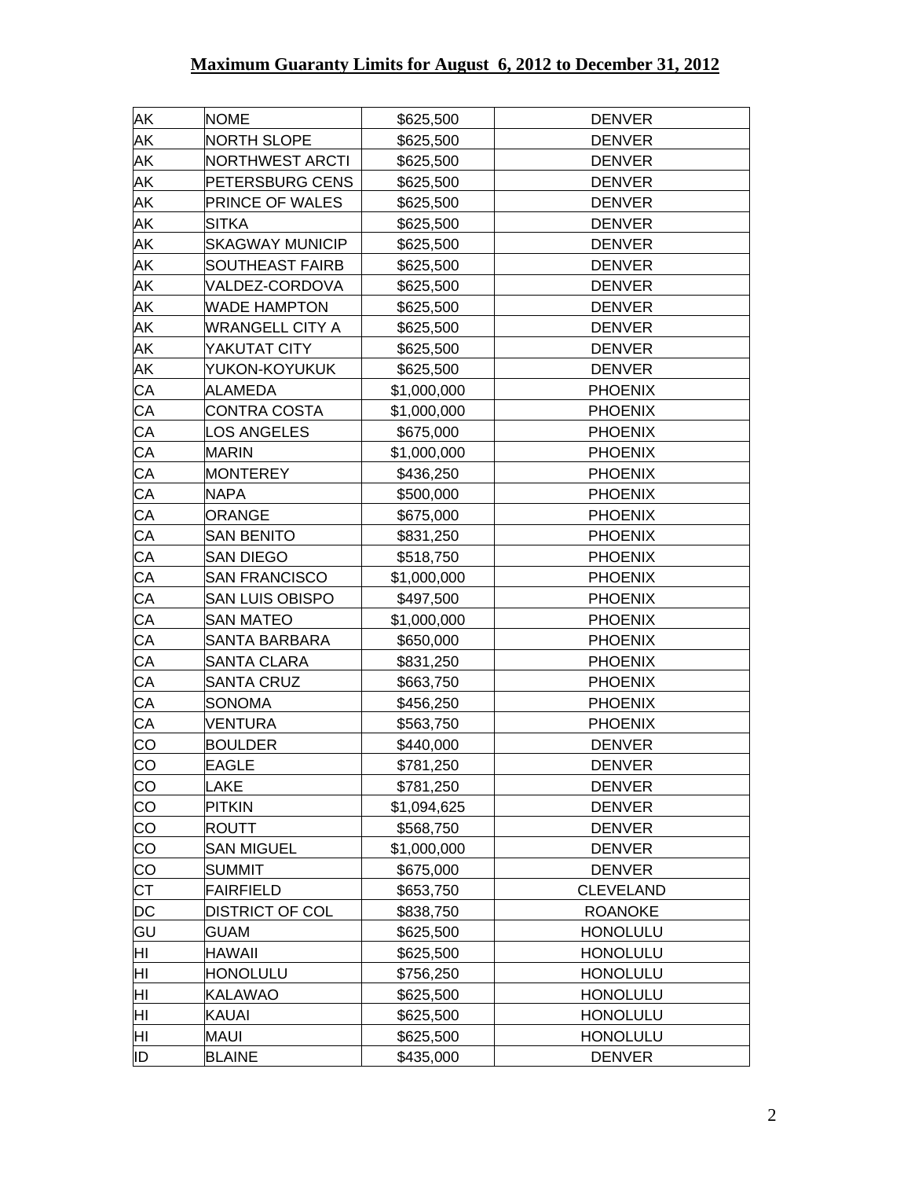# Maximum Guaranty Limits for August 6, 2012 to December 31, 2012

| | | | |
|---|---|---|---|
| AK | NOME | $625,500 | DENVER |
| AK | NORTH SLOPE | $625,500 | DENVER |
| AK | NORTHWEST ARCTI | $625,500 | DENVER |
| AK | PETERSBURG CENS | $625,500 | DENVER |
| AK | PRINCE OF WALES | $625,500 | DENVER |
| AK | SITKA | $625,500 | DENVER |
| AK | SKAGWAY MUNICIP | $625,500 | DENVER |
| AK | SOUTHEAST FAIRB | $625,500 | DENVER |
| AK | VALDEZ-CORDOVA | $625,500 | DENVER |
| AK | WADE HAMPTON | $625,500 | DENVER |
| AK | WRANGELL CITY A | $625,500 | DENVER |
| AK | YAKUTAT CITY | $625,500 | DENVER |
| AK | YUKON-KOYUKUK | $625,500 | DENVER |
| CA | ALAMEDA | $1,000,000 | PHOENIX |
| CA | CONTRA COSTA | $1,000,000 | PHOENIX |
| CA | LOS ANGELES | $675,000 | PHOENIX |
| CA | MARIN | $1,000,000 | PHOENIX |
| CA | MONTEREY | $436,250 | PHOENIX |
| CA | NAPA | $500,000 | PHOENIX |
| CA | ORANGE | $675,000 | PHOENIX |
| CA | SAN BENITO | $831,250 | PHOENIX |
| CA | SAN DIEGO | $518,750 | PHOENIX |
| CA | SAN FRANCISCO | $1,000,000 | PHOENIX |
| CA | SAN LUIS OBISPO | $497,500 | PHOENIX |
| CA | SAN MATEO | $1,000,000 | PHOENIX |
| CA | SANTA BARBARA | $650,000 | PHOENIX |
| CA | SANTA CLARA | $831,250 | PHOENIX |
| CA | SANTA CRUZ | $663,750 | PHOENIX |
| CA | SONOMA | $456,250 | PHOENIX |
| CA | VENTURA | $563,750 | PHOENIX |
| CO | BOULDER | $440,000 | DENVER |
| CO | EAGLE | $781,250 | DENVER |
| CO | LAKE | $781,250 | DENVER |
| CO | PITKIN | $1,094,625 | DENVER |
| CO | ROUTT | $568,750 | DENVER |
| CO | SAN MIGUEL | $1,000,000 | DENVER |
| CO | SUMMIT | $675,000 | DENVER |
| CT | FAIRFIELD | $653,750 | CLEVELAND |
| DC | DISTRICT OF COL | $838,750 | ROANOKE |
| GU | GUAM | $625,500 | HONOLULU |
| HI | HAWAII | $625,500 | HONOLULU |
| HI | HONOLULU | $756,250 | HONOLULU |
| HI | KALAWAO | $625,500 | HONOLULU |
| HI | KAUAI | $625,500 | HONOLULU |
| HI | MAUI | $625,500 | HONOLULU |
| ID | BLAINE | $435,000 | DENVER |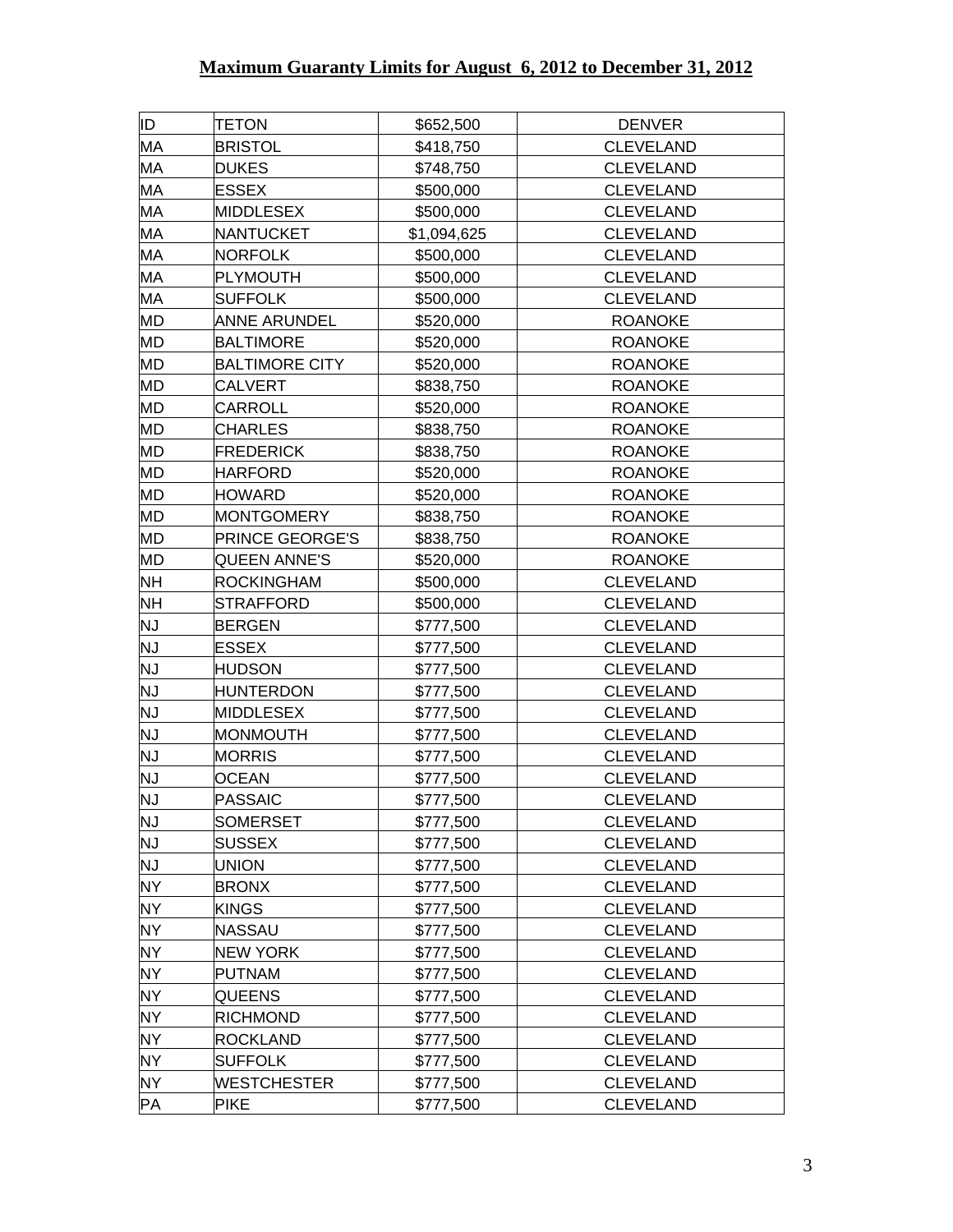## Maximum Guaranty Limits for August 6, 2012 to December 31, 2012

| | | | |
|---|---|---|---|
| ID | TETON | $652,500 | DENVER |
| MA | BRISTOL | $418,750 | CLEVELAND |
| MA | DUKES | $748,750 | CLEVELAND |
| MA | ESSEX | $500,000 | CLEVELAND |
| MA | MIDDLESEX | $500,000 | CLEVELAND |
| MA | NANTUCKET | $1,094,625 | CLEVELAND |
| MA | NORFOLK | $500,000 | CLEVELAND |
| MA | PLYMOUTH | $500,000 | CLEVELAND |
| MA | SUFFOLK | $500,000 | CLEVELAND |
| MD | ANNE ARUNDEL | $520,000 | ROANOKE |
| MD | BALTIMORE | $520,000 | ROANOKE |
| MD | BALTIMORE CITY | $520,000 | ROANOKE |
| MD | CALVERT | $838,750 | ROANOKE |
| MD | CARROLL | $520,000 | ROANOKE |
| MD | CHARLES | $838,750 | ROANOKE |
| MD | FREDERICK | $838,750 | ROANOKE |
| MD | HARFORD | $520,000 | ROANOKE |
| MD | HOWARD | $520,000 | ROANOKE |
| MD | MONTGOMERY | $838,750 | ROANOKE |
| MD | PRINCE GEORGE'S | $838,750 | ROANOKE |
| MD | QUEEN ANNE'S | $520,000 | ROANOKE |
| NH | ROCKINGHAM | $500,000 | CLEVELAND |
| NH | STRAFFORD | $500,000 | CLEVELAND |
| NJ | BERGEN | $777,500 | CLEVELAND |
| NJ | ESSEX | $777,500 | CLEVELAND |
| NJ | HUDSON | $777,500 | CLEVELAND |
| NJ | HUNTERDON | $777,500 | CLEVELAND |
| NJ | MIDDLESEX | $777,500 | CLEVELAND |
| NJ | MONMOUTH | $777,500 | CLEVELAND |
| NJ | MORRIS | $777,500 | CLEVELAND |
| NJ | OCEAN | $777,500 | CLEVELAND |
| NJ | PASSAIC | $777,500 | CLEVELAND |
| NJ | SOMERSET | $777,500 | CLEVELAND |
| NJ | SUSSEX | $777,500 | CLEVELAND |
| NJ | UNION | $777,500 | CLEVELAND |
| NY | BRONX | $777,500 | CLEVELAND |
| NY | KINGS | $777,500 | CLEVELAND |
| NY | NASSAU | $777,500 | CLEVELAND |
| NY | NEW YORK | $777,500 | CLEVELAND |
| NY | PUTNAM | $777,500 | CLEVELAND |
| NY | QUEENS | $777,500 | CLEVELAND |
| NY | RICHMOND | $777,500 | CLEVELAND |
| NY | ROCKLAND | $777,500 | CLEVELAND |
| NY | SUFFOLK | $777,500 | CLEVELAND |
| NY | WESTCHESTER | $777,500 | CLEVELAND |
| PA | PIKE | $777,500 | CLEVELAND |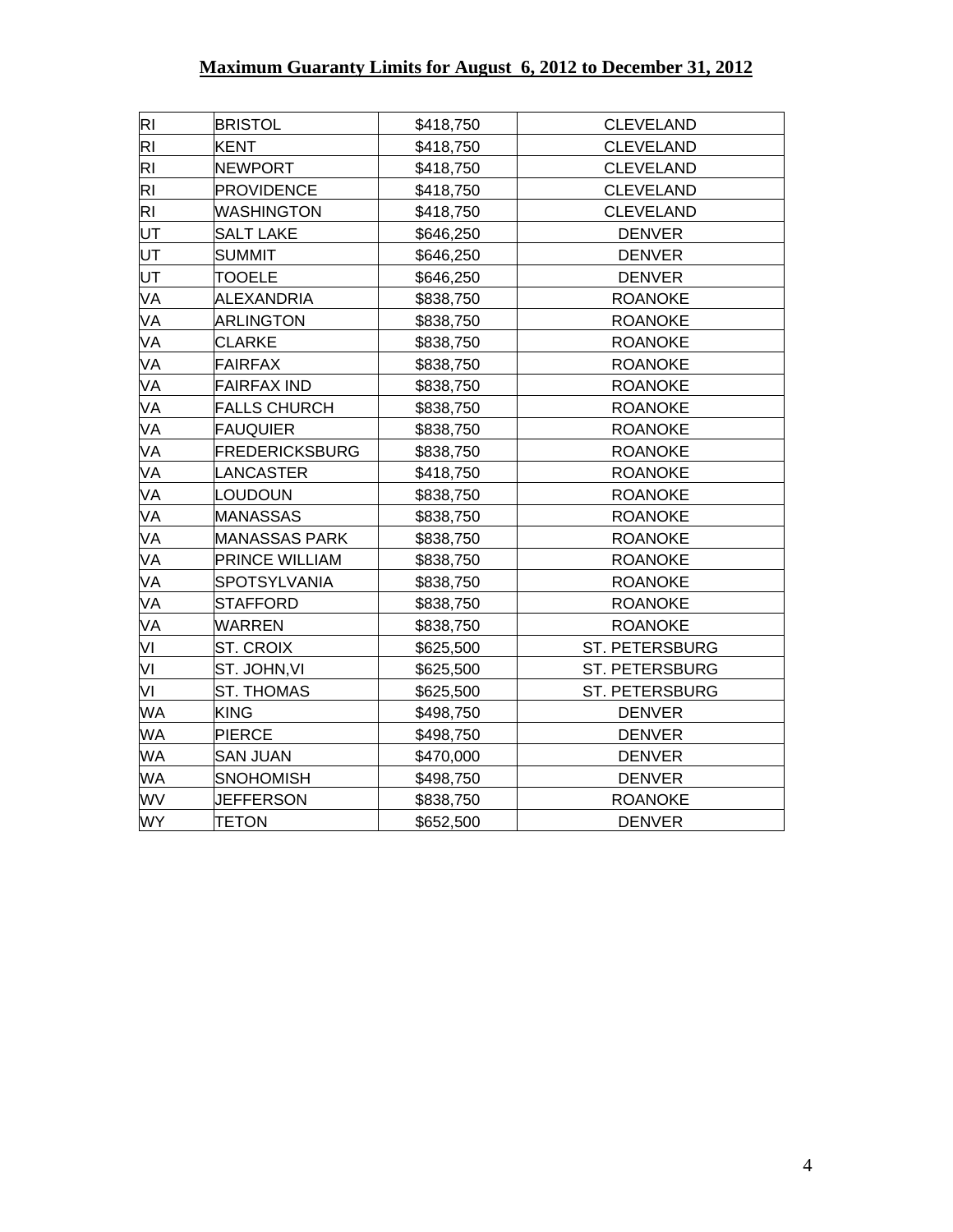## Maximum Guaranty Limits for August 6, 2012 to December 31, 2012

| | | | |
|---|---|---|---|
| RI | BRISTOL | $418,750 | CLEVELAND |
| RI | KENT | $418,750 | CLEVELAND |
| RI | NEWPORT | $418,750 | CLEVELAND |
| RI | PROVIDENCE | $418,750 | CLEVELAND |
| RI | WASHINGTON | $418,750 | CLEVELAND |
| UT | SALT LAKE | $646,250 | DENVER |
| UT | SUMMIT | $646,250 | DENVER |
| UT | TOOELE | $646,250 | DENVER |
| VA | ALEXANDRIA | $838,750 | ROANOKE |
| VA | ARLINGTON | $838,750 | ROANOKE |
| VA | CLARKE | $838,750 | ROANOKE |
| VA | FAIRFAX | $838,750 | ROANOKE |
| VA | FAIRFAX IND | $838,750 | ROANOKE |
| VA | FALLS CHURCH | $838,750 | ROANOKE |
| VA | FAUQUIER | $838,750 | ROANOKE |
| VA | FREDERICKSBURG | $838,750 | ROANOKE |
| VA | LANCASTER | $418,750 | ROANOKE |
| VA | LOUDOUN | $838,750 | ROANOKE |
| VA | MANASSAS | $838,750 | ROANOKE |
| VA | MANASSAS PARK | $838,750 | ROANOKE |
| VA | PRINCE WILLIAM | $838,750 | ROANOKE |
| VA | SPOTSYLVANIA | $838,750 | ROANOKE |
| VA | STAFFORD | $838,750 | ROANOKE |
| VA | WARREN | $838,750 | ROANOKE |
| VI | ST. CROIX | $625,500 | ST. PETERSBURG |
| VI | ST. JOHN,VI | $625,500 | ST. PETERSBURG |
| VI | ST. THOMAS | $625,500 | ST. PETERSBURG |
| WA | KING | $498,750 | DENVER |
| WA | PIERCE | $498,750 | DENVER |
| WA | SAN JUAN | $470,000 | DENVER |
| WA | SNOHOMISH | $498,750 | DENVER |
| WV | JEFFERSON | $838,750 | ROANOKE |
| WY | TETON | $652,500 | DENVER |